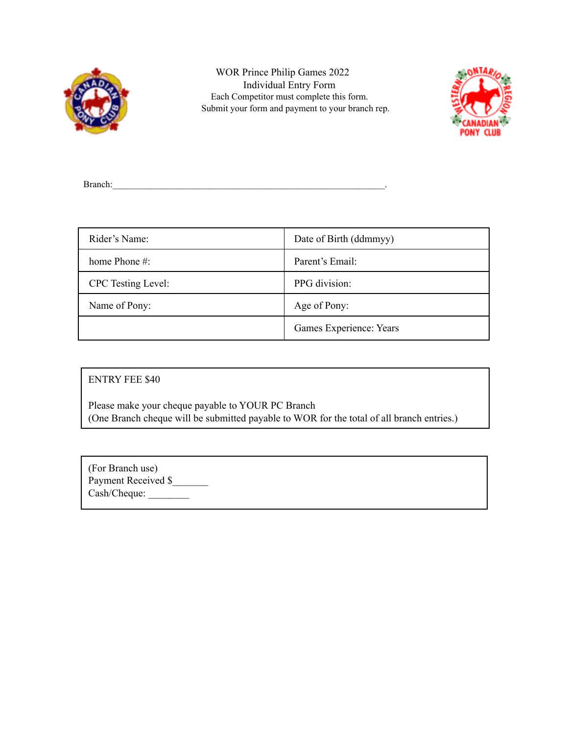WOR Prince Philip Games 2022
Individual Entry Form
Each Competitor must complete this form.
Submit your form and payment to your branch rep.

Branch:\_\_\_\_\_\_\_\_\_\_\_\_\_\_\_\_\_\_\_\_\_\_\_\_\_\_\_\_\_\_\_\_\_\_\_\_\_\_\_\_\_\_\_\_\_\_\_\_\_\_\_\_\_\_\_\_\_\_.

| Rider's Name: | Date of Birth (ddmmyy) |
|---|---|
| home Phone #: | Parent's Email: |
| CPC Testing Level: | PPG division: |
| Name of Pony: | Age of Pony: |
| | Games Experience: Years |

ENTRY FEE $40

Please make your cheque payable to YOUR PC Branch
(One Branch cheque will be submitted payable to WOR for the total of all branch entries.)

(For Branch use)
Payment Received $\_\_\_\_\_\_\_
Cash/Cheque: \_\_\_\_\_\_\_\_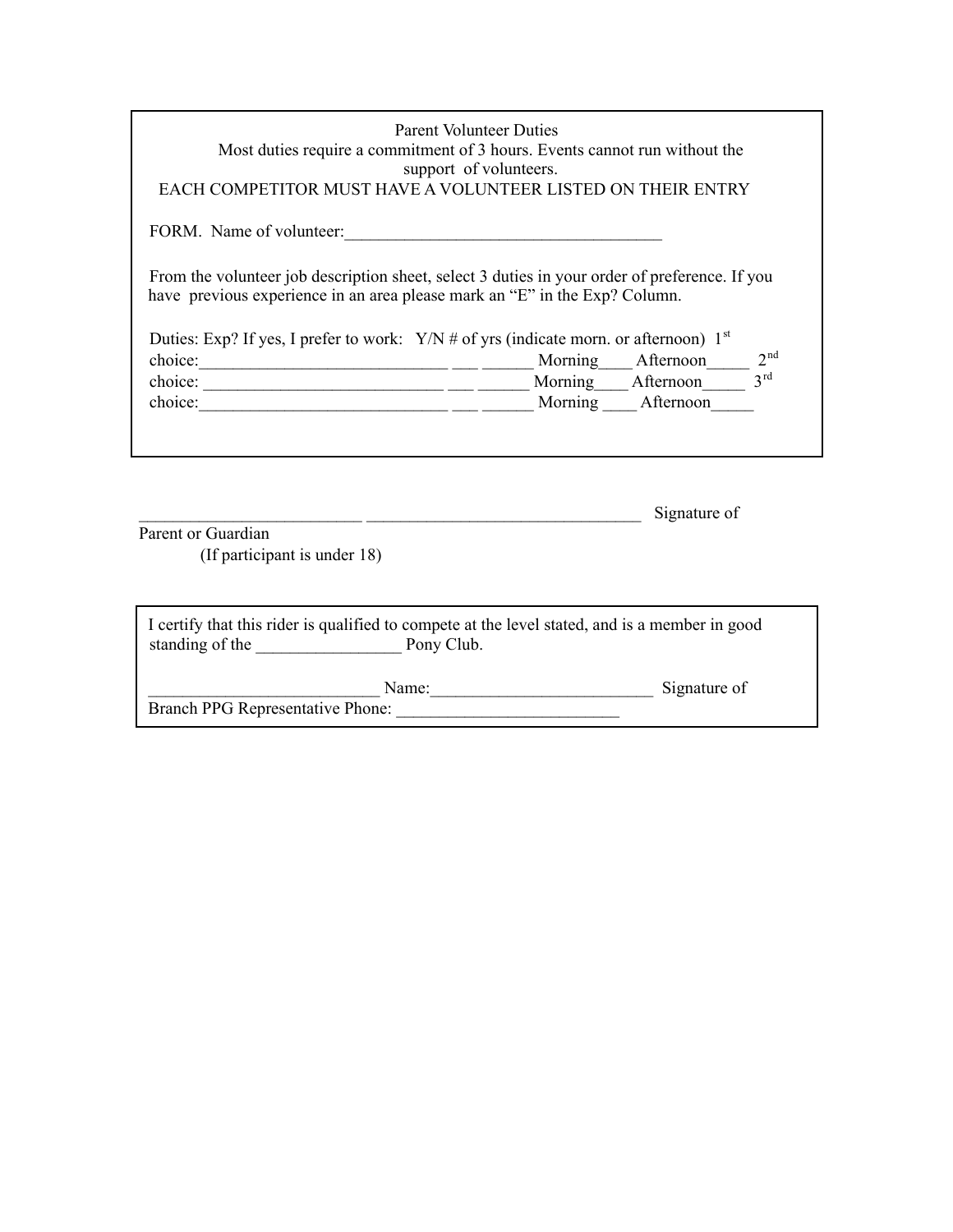Parent Volunteer Duties

Most duties require a commitment of 3 hours. Events cannot run without the support of volunteers.

EACH COMPETITOR MUST HAVE A VOLUNTEER LISTED ON THEIR ENTRY

FORM. Name of volunteer:_____________________________________

From the volunteer job description sheet, select 3 duties in your order of preference. If you have previous experience in an area please mark an "E" in the Exp? Column.

Duties: Exp? If yes, I prefer to work: Y/N # of yrs (indicate morn. or afternoon) 1st choice:_____________________________ ___ ______ Morning____ Afternoon_____ 2nd choice: ____________________________ ___ ______ Morning____ Afternoon_____ 3rd choice:_____________________________ ___ ______ Morning ____ Afternoon_____

__________________________ ________________________________ Signature of Parent or Guardian
(If participant is under 18)

I certify that this rider is qualified to compete at the level stated, and is a member in good standing of the _________________ Pony Club.

___________________________ Name:__________________________ Signature of Branch PPG Representative Phone: __________________________